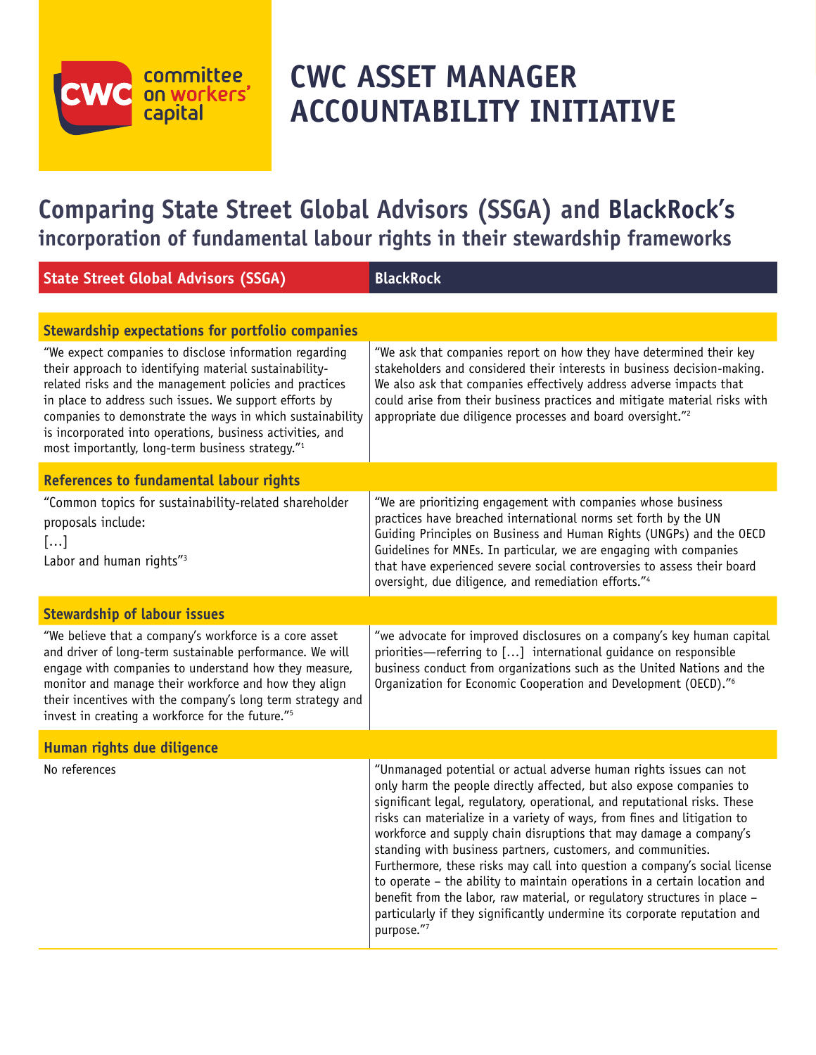committee on workers' capital

# CWC ASSET MANAGER ACCOUNTABILITY INITIATIVE

## Comparing State Street Global Advisors (SSGA) and BlackRock's incorporation of fundamental labour rights in their stewardship frameworks

| State Street Global Advisors (SSGA) | BlackRock |
|---|---|
| **Stewardship expectations for portfolio companies** | |
| "We expect companies to disclose information regarding their approach to identifying material sustainability-related risks and the management policies and practices in place to address such issues. We support efforts by companies to demonstrate the ways in which sustainability is incorporated into operations, business activities, and most importantly, long-term business strategy."[1] | "We ask that companies report on how they have determined their key stakeholders and considered their interests in business decision-making. We also ask that companies effectively address adverse impacts that could arise from their business practices and mitigate material risks with appropriate due diligence processes and board oversight."[2] |
| **References to fundamental labour rights** | |
| "Common topics for sustainability-related shareholder proposals include: […] Labor and human rights"[3] | "We are prioritizing engagement with companies whose business practices have breached international norms set forth by the UN Guiding Principles on Business and Human Rights (UNGPs) and the OECD Guidelines for MNEs. In particular, we are engaging with companies that have experienced severe social controversies to assess their board oversight, due diligence, and remediation efforts."[4] |
| **Stewardship of labour issues** | |
| "We believe that a company's workforce is a core asset and driver of long-term sustainable performance. We will engage with companies to understand how they measure, monitor and manage their workforce and how they align their incentives with the company's long term strategy and invest in creating a workforce for the future."[5] | "we advocate for improved disclosures on a company's key human capital priorities—referring to […] international guidance on responsible business conduct from organizations such as the United Nations and the Organization for Economic Cooperation and Development (OECD)."[6] |
| **Human rights due diligence** | |
| No references | "Unmanaged potential or actual adverse human rights issues can not only harm the people directly affected, but also expose companies to significant legal, regulatory, operational, and reputational risks. These risks can materialize in a variety of ways, from fines and litigation to workforce and supply chain disruptions that may damage a company's standing with business partners, customers, and communities. Furthermore, these risks may call into question a company's social license to operate – the ability to maintain operations in a certain location and benefit from the labor, raw material, or regulatory structures in place – particularly if they significantly undermine its corporate reputation and purpose."[7] |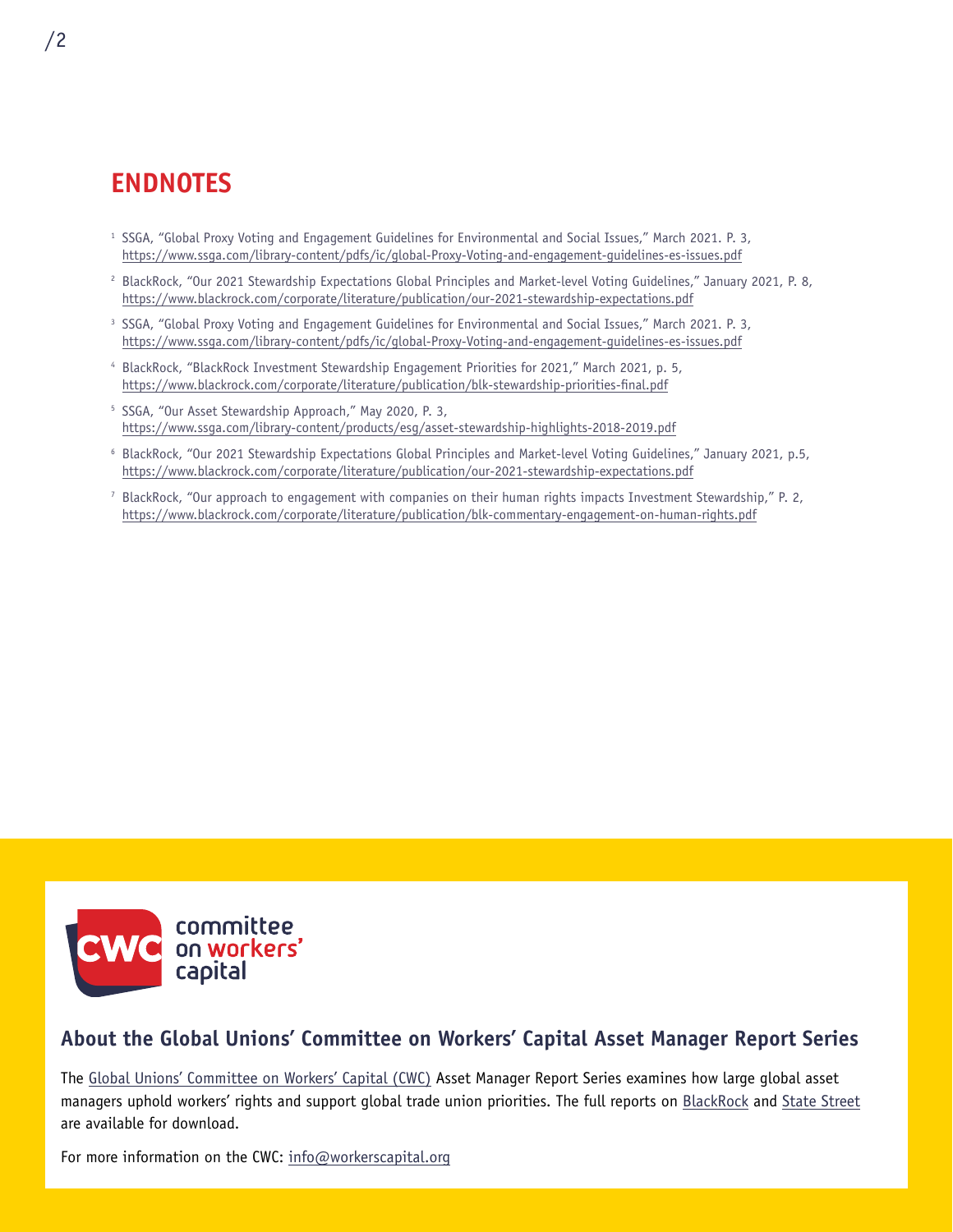## ENDNOTES

[1] SSGA, "Global Proxy Voting and Engagement Guidelines for Environmental and Social Issues," March 2021. P. 3, https://www.ssga.com/library-content/pdfs/ic/global-Proxy-Voting-and-engagement-guidelines-es-issues.pdf

[2] BlackRock, "Our 2021 Stewardship Expectations Global Principles and Market-level Voting Guidelines," January 2021, P. 8, https://www.blackrock.com/corporate/literature/publication/our-2021-stewardship-expectations.pdf

[3] SSGA, "Global Proxy Voting and Engagement Guidelines for Environmental and Social Issues," March 2021. P. 3, https://www.ssga.com/library-content/pdfs/ic/global-Proxy-Voting-and-engagement-guidelines-es-issues.pdf

[4] BlackRock, "BlackRock Investment Stewardship Engagement Priorities for 2021," March 2021, p. 5, https://www.blackrock.com/corporate/literature/publication/blk-stewardship-priorities-final.pdf

[5] SSGA, "Our Asset Stewardship Approach," May 2020, P. 3, https://www.ssga.com/library-content/products/esg/asset-stewardship-highlights-2018-2019.pdf

[6] BlackRock, "Our 2021 Stewardship Expectations Global Principles and Market-level Voting Guidelines," January 2021, p.5, https://www.blackrock.com/corporate/literature/publication/our-2021-stewardship-expectations.pdf

[7] BlackRock, "Our approach to engagement with companies on their human rights impacts Investment Stewardship," P. 2, https://www.blackrock.com/corporate/literature/publication/blk-commentary-engagement-on-human-rights.pdf

CWC committee on workers' capital

### About the Global Unions' Committee on Workers' Capital Asset Manager Report Series

The Global Unions' Committee on Workers' Capital (CWC) Asset Manager Report Series examines how large global asset managers uphold workers' rights and support global trade union priorities. The full reports on BlackRock and State Street are available for download.

For more information on the CWC: info@workerscapital.org